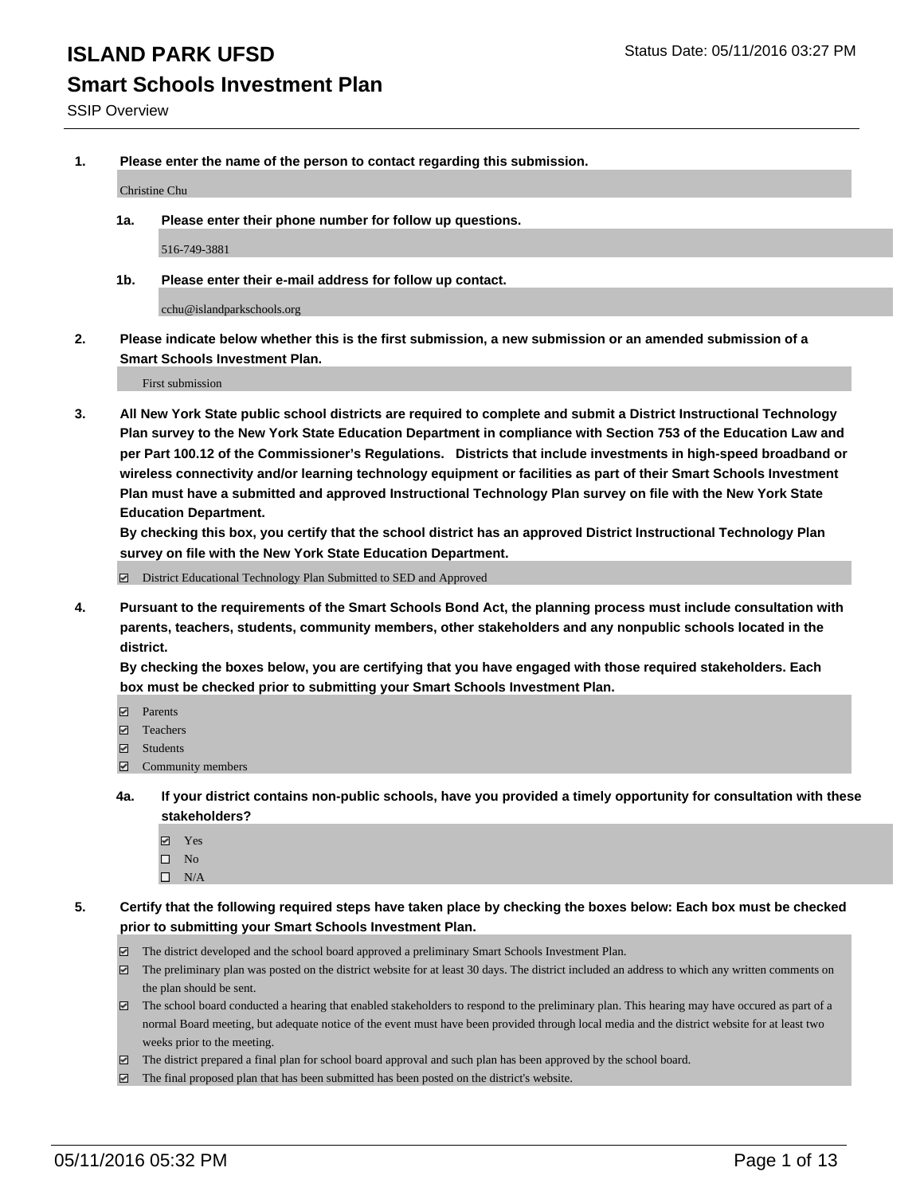# ISLAND PARK UFSD

Status Date: 05/11/2016 03:27 PM

## Smart Schools Investment Plan

SSIP Overview

1. **Please enter the name of the person to contact regarding this submission.**

   Christine Chu

   1a. **Please enter their phone number for follow up questions.**

   516-749-3881

   1b. **Please enter their e-mail address for follow up contact.**

   cchu@islandparkschools.org

2. **Please indicate below whether this is the first submission, a new submission or an amended submission of a Smart Schools Investment Plan.**

   First submission

3. **All New York State public school districts are required to complete and submit a District Instructional Technology Plan survey to the New York State Education Department in compliance with Section 753 of the Education Law and per Part 100.12 of the Commissioner's Regulations. Districts that include investments in high-speed broadband or wireless connectivity and/or learning technology equipment or facilities as part of their Smart Schools Investment Plan must have a submitted and approved Instructional Technology Plan survey on file with the New York State Education Department.**
   **By checking this box, you certify that the school district has an approved District Instructional Technology Plan survey on file with the New York State Education Department.**

   ☑ District Educational Technology Plan Submitted to SED and Approved

4. **Pursuant to the requirements of the Smart Schools Bond Act, the planning process must include consultation with parents, teachers, students, community members, other stakeholders and any nonpublic schools located in the district.**
   **By checking the boxes below, you are certifying that you have engaged with those required stakeholders. Each box must be checked prior to submitting your Smart Schools Investment Plan.**

   ☑ Parents
   ☑ Teachers
   ☑ Students
   ☑ Community members

   4a. **If your district contains non-public schools, have you provided a timely opportunity for consultation with these stakeholders?**

   ☑ Yes
   ☐ No
   ☐ N/A

5. **Certify that the following required steps have taken place by checking the boxes below: Each box must be checked prior to submitting your Smart Schools Investment Plan.**

   ☑ The district developed and the school board approved a preliminary Smart Schools Investment Plan.
   ☑ The preliminary plan was posted on the district website for at least 30 days. The district included an address to which any written comments on the plan should be sent.
   ☑ The school board conducted a hearing that enabled stakeholders to respond to the preliminary plan. This hearing may have occured as part of a normal Board meeting, but adequate notice of the event must have been provided through local media and the district website for at least two weeks prior to the meeting.
   ☑ The district prepared a final plan for school board approval and such plan has been approved by the school board.
   ☑ The final proposed plan that has been submitted has been posted on the district's website.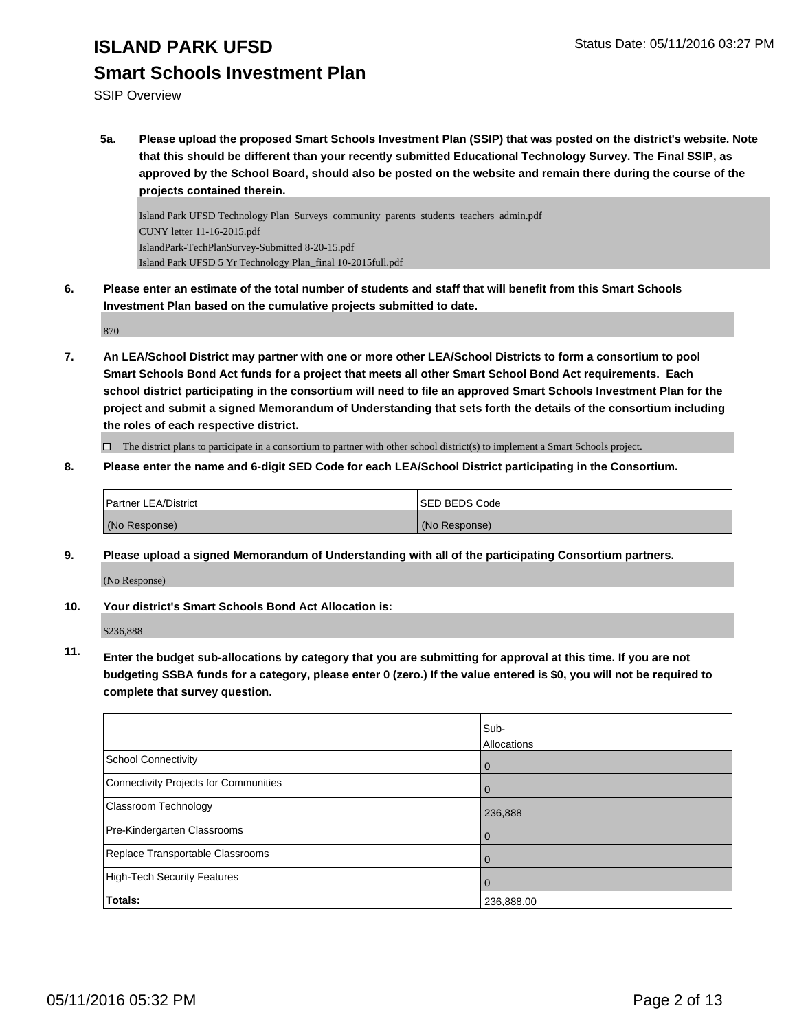# ISLAND PARK UFSD

## Smart Schools Investment Plan

SSIP Overview

**5a. Please upload the proposed Smart Schools Investment Plan (SSIP) that was posted on the district's website. Note that this should be different than your recently submitted Educational Technology Survey. The Final SSIP, as approved by the School Board, should also be posted on the website and remain there during the course of the projects contained therein.**

Island Park UFSD Technology Plan_Surveys_community_parents_students_teachers_admin.pdf
CUNY letter 11-16-2015.pdf
IslandPark-TechPlanSurvey-Submitted 8-20-15.pdf
Island Park UFSD 5 Yr Technology Plan_final 10-2015full.pdf

**6. Please enter an estimate of the total number of students and staff that will benefit from this Smart Schools Investment Plan based on the cumulative projects submitted to date.**

870

**7. An LEA/School District may partner with one or more other LEA/School Districts to form a consortium to pool Smart Schools Bond Act funds for a project that meets all other Smart School Bond Act requirements. Each school district participating in the consortium will need to file an approved Smart Schools Investment Plan for the project and submit a signed Memorandum of Understanding that sets forth the details of the consortium including the roles of each respective district.**

☐ The district plans to participate in a consortium to partner with other school district(s) to implement a Smart Schools project.

**8. Please enter the name and 6-digit SED Code for each LEA/School District participating in the Consortium.**

| Partner LEA/District | SED BEDS Code |
|---|---|
| (No Response) | (No Response) |

**9. Please upload a signed Memorandum of Understanding with all of the participating Consortium partners.**

(No Response)

**10. Your district's Smart Schools Bond Act Allocation is:**

$236,888

**11. Enter the budget sub-allocations by category that you are submitting for approval at this time. If you are not budgeting SSBA funds for a category, please enter 0 (zero.) If the value entered is $0, you will not be required to complete that survey question.**

| | Sub-Allocations |
|---|---|
| School Connectivity | 0 |
| Connectivity Projects for Communities | 0 |
| Classroom Technology | 236,888 |
| Pre-Kindergarten Classrooms | 0 |
| Replace Transportable Classrooms | 0 |
| High-Tech Security Features | 0 |
| **Totals:** | 236,888.00 |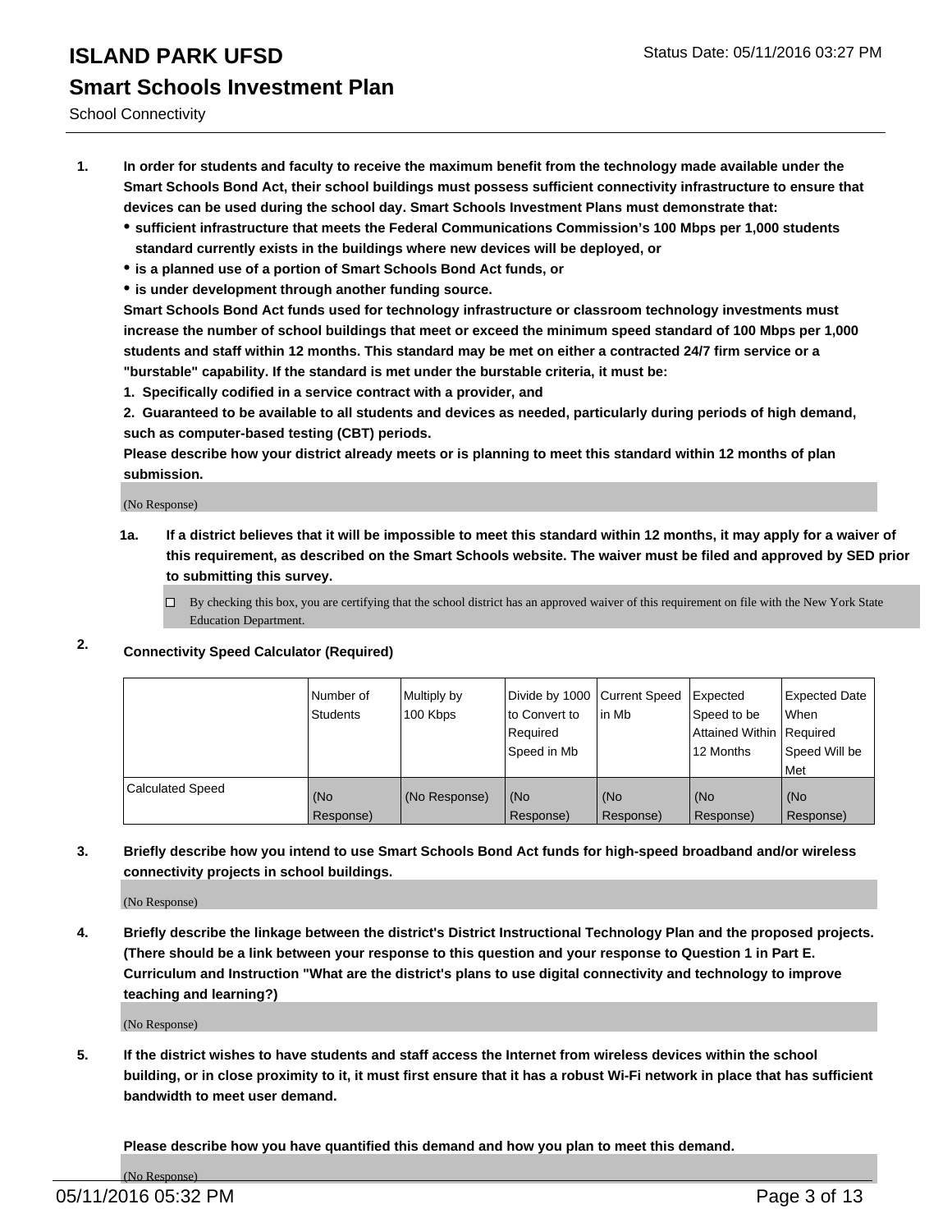# ISLAND PARK UFSD

Status Date: 05/11/2016 03:27 PM

## Smart Schools Investment Plan

School Connectivity

**1. In order for students and faculty to receive the maximum benefit from the technology made available under the Smart Schools Bond Act, their school buildings must possess sufficient connectivity infrastructure to ensure that devices can be used during the school day. Smart Schools Investment Plans must demonstrate that:**

- **sufficient infrastructure that meets the Federal Communications Commission's 100 Mbps per 1,000 students standard currently exists in the buildings where new devices will be deployed, or**
- **is a planned use of a portion of Smart Schools Bond Act funds, or**
- **is under development through another funding source.**

**Smart Schools Bond Act funds used for technology infrastructure or classroom technology investments must increase the number of school buildings that meet or exceed the minimum speed standard of 100 Mbps per 1,000 students and staff within 12 months. This standard may be met on either a contracted 24/7 firm service or a "burstable" capability. If the standard is met under the burstable criteria, it must be:**

**1. Specifically codified in a service contract with a provider, and**

**2. Guaranteed to be available to all students and devices as needed, particularly during periods of high demand, such as computer-based testing (CBT) periods.**

**Please describe how your district already meets or is planning to meet this standard within 12 months of plan submission.**

(No Response)

**1a. If a district believes that it will be impossible to meet this standard within 12 months, it may apply for a waiver of this requirement, as described on the Smart Schools website. The waiver must be filed and approved by SED prior to submitting this survey.**

☐ By checking this box, you are certifying that the school district has an approved waiver of this requirement on file with the New York State Education Department.

**2. Connectivity Speed Calculator (Required)**

| | Number of Students | Multiply by 100 Kbps | Divide by 1000 to Convert to Required Speed in Mb | Current Speed in Mb | Expected Speed to be Attained Within 12 Months | Expected Date When Required Speed Will be Met |
|---|---|---|---|---|---|---|
| Calculated Speed | (No Response) | (No Response) | (No Response) | (No Response) | (No Response) | (No Response) |

**3. Briefly describe how you intend to use Smart Schools Bond Act funds for high-speed broadband and/or wireless connectivity projects in school buildings.**

(No Response)

**4. Briefly describe the linkage between the district's District Instructional Technology Plan and the proposed projects. (There should be a link between your response to this question and your response to Question 1 in Part E. Curriculum and Instruction "What are the district's plans to use digital connectivity and technology to improve teaching and learning?)**

(No Response)

**5. If the district wishes to have students and staff access the Internet from wireless devices within the school building, or in close proximity to it, it must first ensure that it has a robust Wi-Fi network in place that has sufficient bandwidth to meet user demand.**

**Please describe how you have quantified this demand and how you plan to meet this demand.**

(No Response)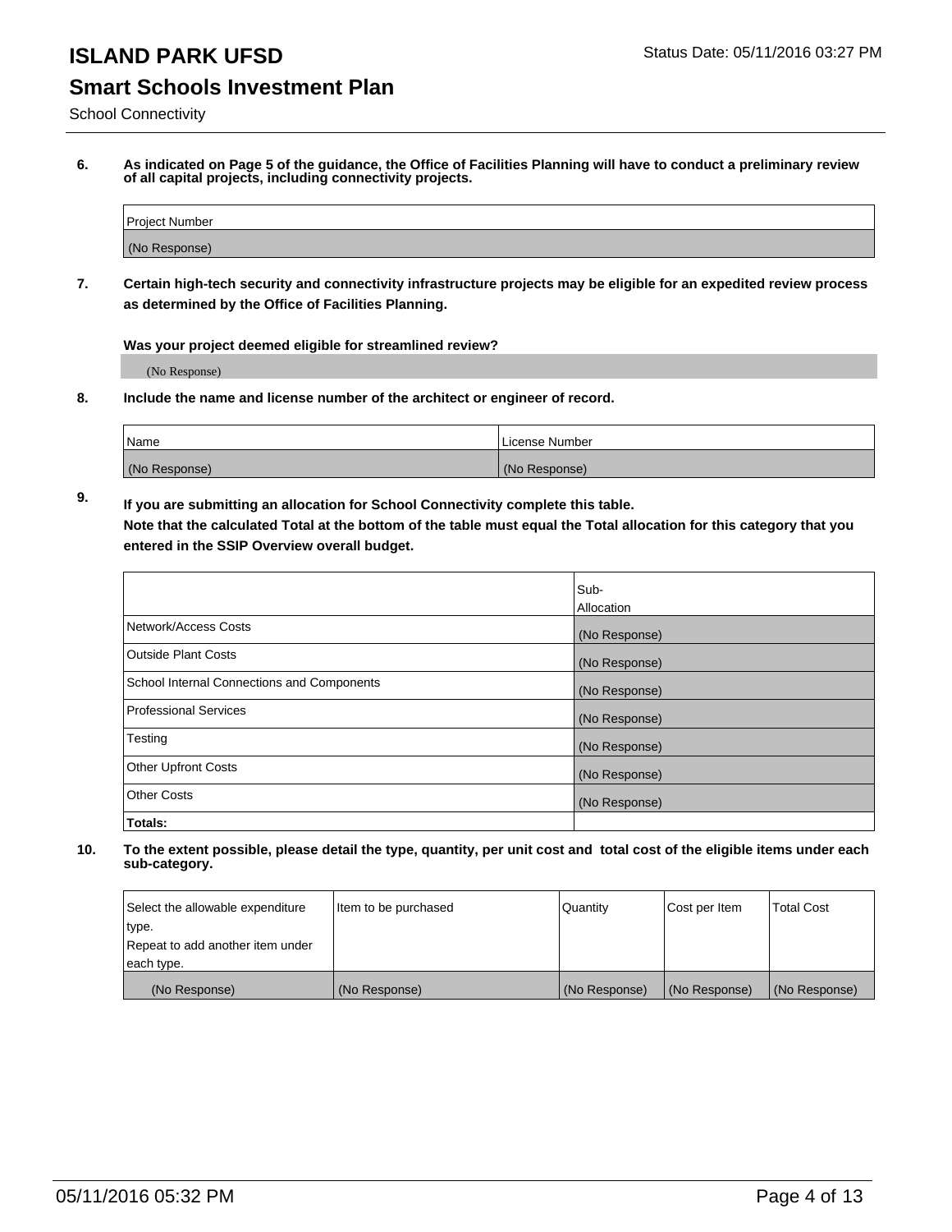# ISLAND PARK UFSD

Status Date: 05/11/2016 03:27 PM

## Smart Schools Investment Plan

School Connectivity

**6. As indicated on Page 5 of the guidance, the Office of Facilities Planning will have to conduct a preliminary review of all capital projects, including connectivity projects.**

| Project Number |
|---|
| (No Response) |

**7. Certain high-tech security and connectivity infrastructure projects may be eligible for an expedited review process as determined by the Office of Facilities Planning.**

**Was your project deemed eligible for streamlined review?**

(No Response)

**8. Include the name and license number of the architect or engineer of record.**

| Name | License Number |
|---|---|
| (No Response) | (No Response) |

**9. If you are submitting an allocation for School Connectivity complete this table.**
**Note that the calculated Total at the bottom of the table must equal the Total allocation for this category that you entered in the SSIP Overview overall budget.**

| | Sub-Allocation |
|---|---|
| Network/Access Costs | (No Response) |
| Outside Plant Costs | (No Response) |
| School Internal Connections and Components | (No Response) |
| Professional Services | (No Response) |
| Testing | (No Response) |
| Other Upfront Costs | (No Response) |
| Other Costs | (No Response) |
| **Totals:** | |

**10. To the extent possible, please detail the type, quantity, per unit cost and total cost of the eligible items under each sub-category.**

| Select the allowable expenditure type. Repeat to add another item under each type. | Item to be purchased | Quantity | Cost per Item | Total Cost |
|---|---|---|---|---|
| (No Response) | (No Response) | (No Response) | (No Response) | (No Response) |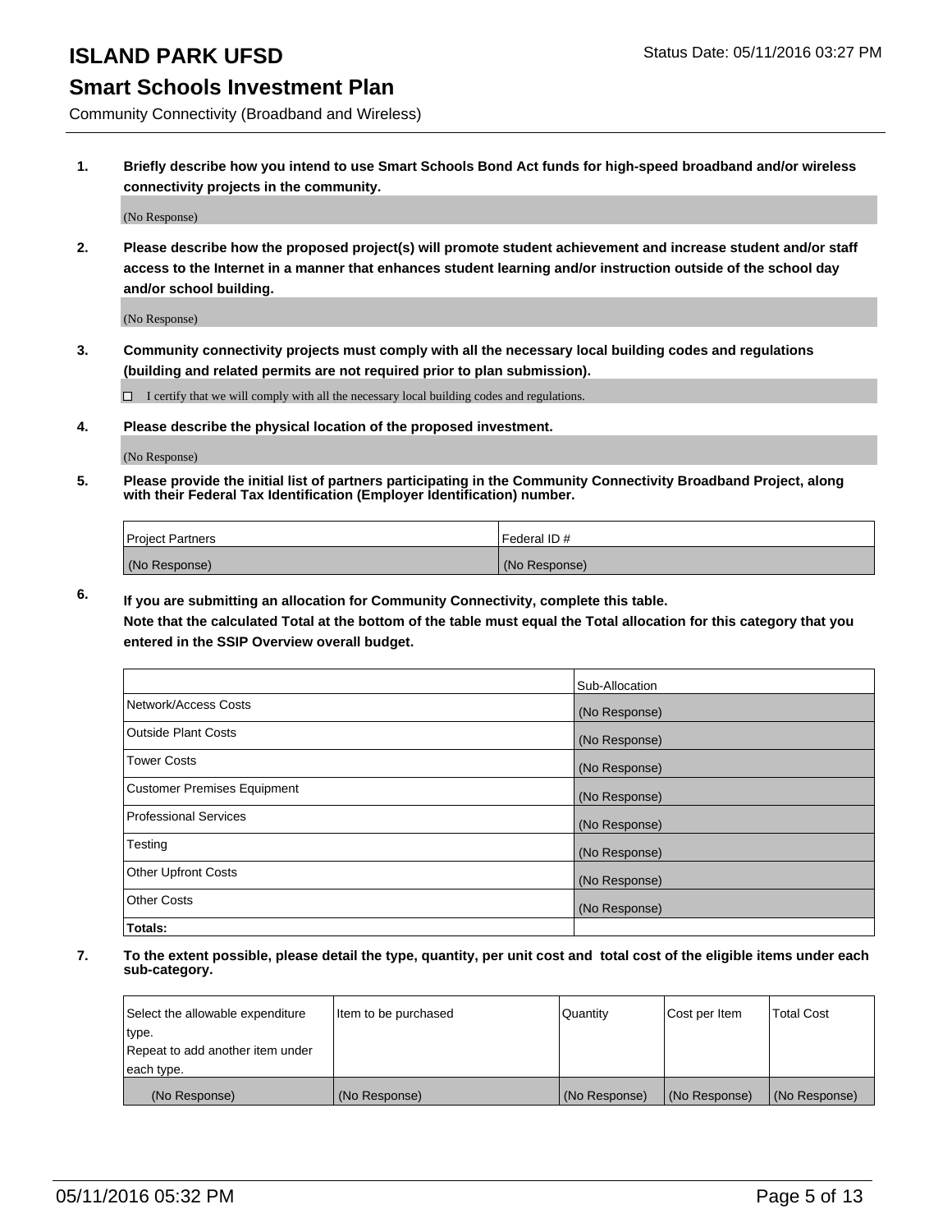# ISLAND PARK UFSD

Status Date: 05/11/2016 03:27 PM

## Smart Schools Investment Plan

Community Connectivity (Broadband and Wireless)

**1. Briefly describe how you intend to use Smart Schools Bond Act funds for high-speed broadband and/or wireless connectivity projects in the community.**

(No Response)

**2. Please describe how the proposed project(s) will promote student achievement and increase student and/or staff access to the Internet in a manner that enhances student learning and/or instruction outside of the school day and/or school building.**

(No Response)

**3. Community connectivity projects must comply with all the necessary local building codes and regulations (building and related permits are not required prior to plan submission).**

☐ I certify that we will comply with all the necessary local building codes and regulations.

**4. Please describe the physical location of the proposed investment.**

(No Response)

**5. Please provide the initial list of partners participating in the Community Connectivity Broadband Project, along with their Federal Tax Identification (Employer Identification) number.**

| Project Partners | Federal ID # |
|---|---|
| (No Response) | (No Response) |

**6. If you are submitting an allocation for Community Connectivity, complete this table. Note that the calculated Total at the bottom of the table must equal the Total allocation for this category that you entered in the SSIP Overview overall budget.**

| | Sub-Allocation |
|---|---|
| Network/Access Costs | (No Response) |
| Outside Plant Costs | (No Response) |
| Tower Costs | (No Response) |
| Customer Premises Equipment | (No Response) |
| Professional Services | (No Response) |
| Testing | (No Response) |
| Other Upfront Costs | (No Response) |
| Other Costs | (No Response) |
| **Totals:** | |

**7. To the extent possible, please detail the type, quantity, per unit cost and total cost of the eligible items under each sub-category.**

| Select the allowable expenditure type. Repeat to add another item under each type. | Item to be purchased | Quantity | Cost per Item | Total Cost |
|---|---|---|---|---|
| (No Response) | (No Response) | (No Response) | (No Response) | (No Response) |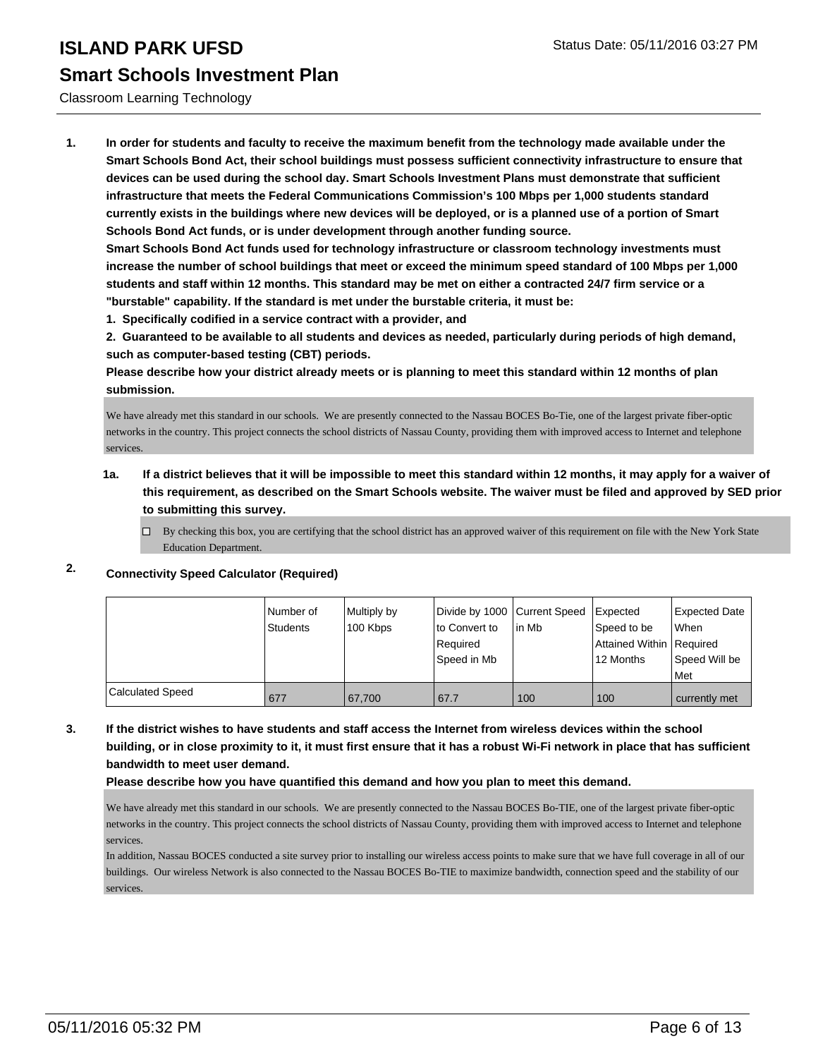# ISLAND PARK UFSD

## Smart Schools Investment Plan

Classroom Learning Technology

**1. In order for students and faculty to receive the maximum benefit from the technology made available under the Smart Schools Bond Act, their school buildings must possess sufficient connectivity infrastructure to ensure that devices can be used during the school day. Smart Schools Investment Plans must demonstrate that sufficient infrastructure that meets the Federal Communications Commission's 100 Mbps per 1,000 students standard currently exists in the buildings where new devices will be deployed, or is a planned use of a portion of Smart Schools Bond Act funds, or is under development through another funding source.**

**Smart Schools Bond Act funds used for technology infrastructure or classroom technology investments must increase the number of school buildings that meet or exceed the minimum speed standard of 100 Mbps per 1,000 students and staff within 12 months. This standard may be met on either a contracted 24/7 firm service or a "burstable" capability. If the standard is met under the burstable criteria, it must be:**

**1. Specifically codified in a service contract with a provider, and**

**2. Guaranteed to be available to all students and devices as needed, particularly during periods of high demand, such as computer-based testing (CBT) periods.**

**Please describe how your district already meets or is planning to meet this standard within 12 months of plan submission.**

We have already met this standard in our schools. We are presently connected to the Nassau BOCES Bo-Tie, one of the largest private fiber-optic networks in the country. This project connects the school districts of Nassau County, providing them with improved access to Internet and telephone services.

**1a. If a district believes that it will be impossible to meet this standard within 12 months, it may apply for a waiver of this requirement, as described on the Smart Schools website. The waiver must be filed and approved by SED prior to submitting this survey.**

☐ By checking this box, you are certifying that the school district has an approved waiver of this requirement on file with the New York State Education Department.

**2. Connectivity Speed Calculator (Required)**

| | Number of Students | Multiply by 100 Kbps | Divide by 1000 to Convert to Required Speed in Mb | Current Speed in Mb | Expected Speed to be Attained Within 12 Months | Expected Date When Required Speed Will be Met |
|---|---|---|---|---|---|---|
| Calculated Speed | 677 | 67,700 | 67.7 | 100 | 100 | currently met |

**3. If the district wishes to have students and staff access the Internet from wireless devices within the school building, or in close proximity to it, it must first ensure that it has a robust Wi-Fi network in place that has sufficient bandwidth to meet user demand.**

**Please describe how you have quantified this demand and how you plan to meet this demand.**

We have already met this standard in our schools. We are presently connected to the Nassau BOCES Bo-TIE, one of the largest private fiber-optic networks in the country. This project connects the school districts of Nassau County, providing them with improved access to Internet and telephone services.
In addition, Nassau BOCES conducted a site survey prior to installing our wireless access points to make sure that we have full coverage in all of our buildings. Our wireless Network is also connected to the Nassau BOCES Bo-TIE to maximize bandwidth, connection speed and the stability of our services.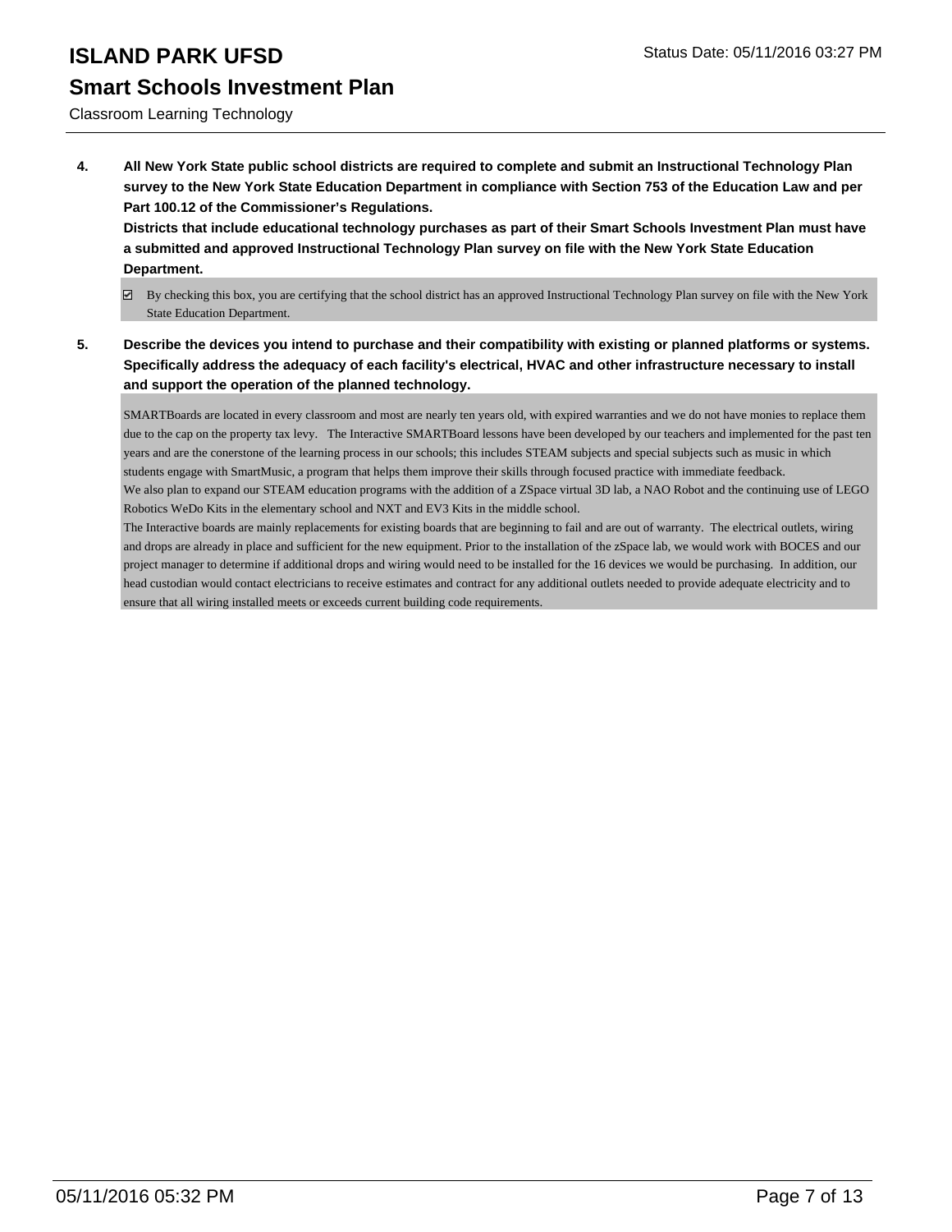4. **All New York State public school districts are required to complete and submit an Instructional Technology Plan survey to the New York State Education Department in compliance with Section 753 of the Education Law and per Part 100.12 of the Commissioner's Regulations.**
   **Districts that include educational technology purchases as part of their Smart Schools Investment Plan must have a submitted and approved Instructional Technology Plan survey on file with the New York State Education Department.**

   ☑ By checking this box, you are certifying that the school district has an approved Instructional Technology Plan survey on file with the New York State Education Department.

5. **Describe the devices you intend to purchase and their compatibility with existing or planned platforms or systems. Specifically address the adequacy of each facility's electrical, HVAC and other infrastructure necessary to install and support the operation of the planned technology.**

   SMARTBoards are located in every classroom and most are nearly ten years old, with expired warranties and we do not have monies to replace them due to the cap on the property tax levy. The Interactive SMARTBoard lessons have been developed by our teachers and implemented for the past ten years and are the conerstone of the learning process in our schools; this includes STEAM subjects and special subjects such as music in which students engage with SmartMusic, a program that helps them improve their skills through focused practice with immediate feedback.
   We also plan to expand our STEAM education programs with the addition of a ZSpace virtual 3D lab, a NAO Robot and the continuing use of LEGO Robotics WeDo Kits in the elementary school and NXT and EV3 Kits in the middle school.
   The Interactive boards are mainly replacements for existing boards that are beginning to fail and are out of warranty. The electrical outlets, wiring and drops are already in place and sufficient for the new equipment. Prior to the installation of the zSpace lab, we would work with BOCES and our project manager to determine if additional drops and wiring would need to be installed for the 16 devices we would be purchasing. In addition, our head custodian would contact electricians to receive estimates and contract for any additional outlets needed to provide adequate electricity and to ensure that all wiring installed meets or exceeds current building code requirements.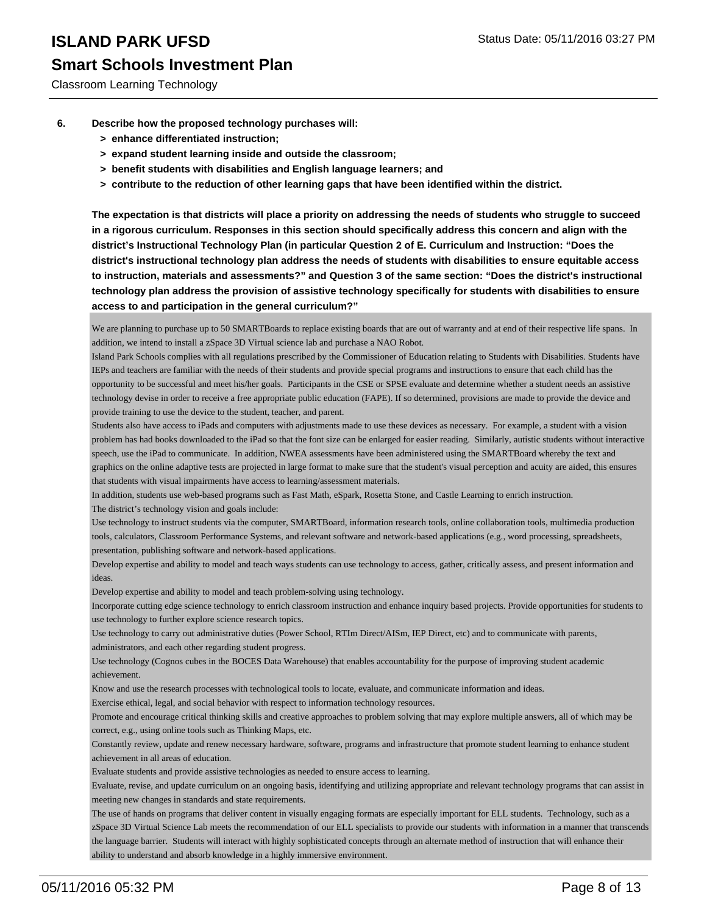6. **Describe how the proposed technology purchases will:**
   - **> enhance differentiated instruction;**
   - **> expand student learning inside and outside the classroom;**
   - **> benefit students with disabilities and English language learners; and**
   - **> contribute to the reduction of other learning gaps that have been identified within the district.**

   **The expectation is that districts will place a priority on addressing the needs of students who struggle to succeed in a rigorous curriculum. Responses in this section should specifically address this concern and align with the district's Instructional Technology Plan (in particular Question 2 of E. Curriculum and Instruction: "Does the district's instructional technology plan address the needs of students with disabilities to ensure equitable access to instruction, materials and assessments?" and Question 3 of the same section: "Does the district's instructional technology plan address the provision of assistive technology specifically for students with disabilities to ensure access to and participation in the general curriculum?"**

We are planning to purchase up to 50 SMARTBoards to replace existing boards that are out of warranty and at end of their respective life spans. In addition, we intend to install a zSpace 3D Virtual science lab and purchase a NAO Robot.

Island Park Schools complies with all regulations prescribed by the Commissioner of Education relating to Students with Disabilities. Students have IEPs and teachers are familiar with the needs of their students and provide special programs and instructions to ensure that each child has the opportunity to be successful and meet his/her goals. Participants in the CSE or SPSE evaluate and determine whether a student needs an assistive technology devise in order to receive a free appropriate public education (FAPE). If so determined, provisions are made to provide the device and provide training to use the device to the student, teacher, and parent.

Students also have access to iPads and computers with adjustments made to use these devices as necessary. For example, a student with a vision problem has had books downloaded to the iPad so that the font size can be enlarged for easier reading. Similarly, autistic students without interactive speech, use the iPad to communicate. In addition, NWEA assessments have been administered using the SMARTBoard whereby the text and graphics on the online adaptive tests are projected in large format to make sure that the student's visual perception and acuity are aided, this ensures that students with visual impairments have access to learning/assessment materials.

In addition, students use web-based programs such as Fast Math, eSpark, Rosetta Stone, and Castle Learning to enrich instruction.

The district's technology vision and goals include:

Use technology to instruct students via the computer, SMARTBoard, information research tools, online collaboration tools, multimedia production tools, calculators, Classroom Performance Systems, and relevant software and network-based applications (e.g., word processing, spreadsheets, presentation, publishing software and network-based applications.

Develop expertise and ability to model and teach ways students can use technology to access, gather, critically assess, and present information and ideas.

Develop expertise and ability to model and teach problem-solving using technology.

Incorporate cutting edge science technology to enrich classroom instruction and enhance inquiry based projects. Provide opportunities for students to use technology to further explore science research topics.

Use technology to carry out administrative duties (Power School, RTIm Direct/AISm, IEP Direct, etc) and to communicate with parents, administrators, and each other regarding student progress.

Use technology (Cognos cubes in the BOCES Data Warehouse) that enables accountability for the purpose of improving student academic achievement.

Know and use the research processes with technological tools to locate, evaluate, and communicate information and ideas.

Exercise ethical, legal, and social behavior with respect to information technology resources.

Promote and encourage critical thinking skills and creative approaches to problem solving that may explore multiple answers, all of which may be correct, e.g., using online tools such as Thinking Maps, etc.

Constantly review, update and renew necessary hardware, software, programs and infrastructure that promote student learning to enhance student achievement in all areas of education.

Evaluate students and provide assistive technologies as needed to ensure access to learning.

Evaluate, revise, and update curriculum on an ongoing basis, identifying and utilizing appropriate and relevant technology programs that can assist in meeting new changes in standards and state requirements.

The use of hands on programs that deliver content in visually engaging formats are especially important for ELL students. Technology, such as a zSpace 3D Virtual Science Lab meets the recommendation of our ELL specialists to provide our students with information in a manner that transcends the language barrier. Students will interact with highly sophisticated concepts through an alternate method of instruction that will enhance their ability to understand and absorb knowledge in a highly immersive environment.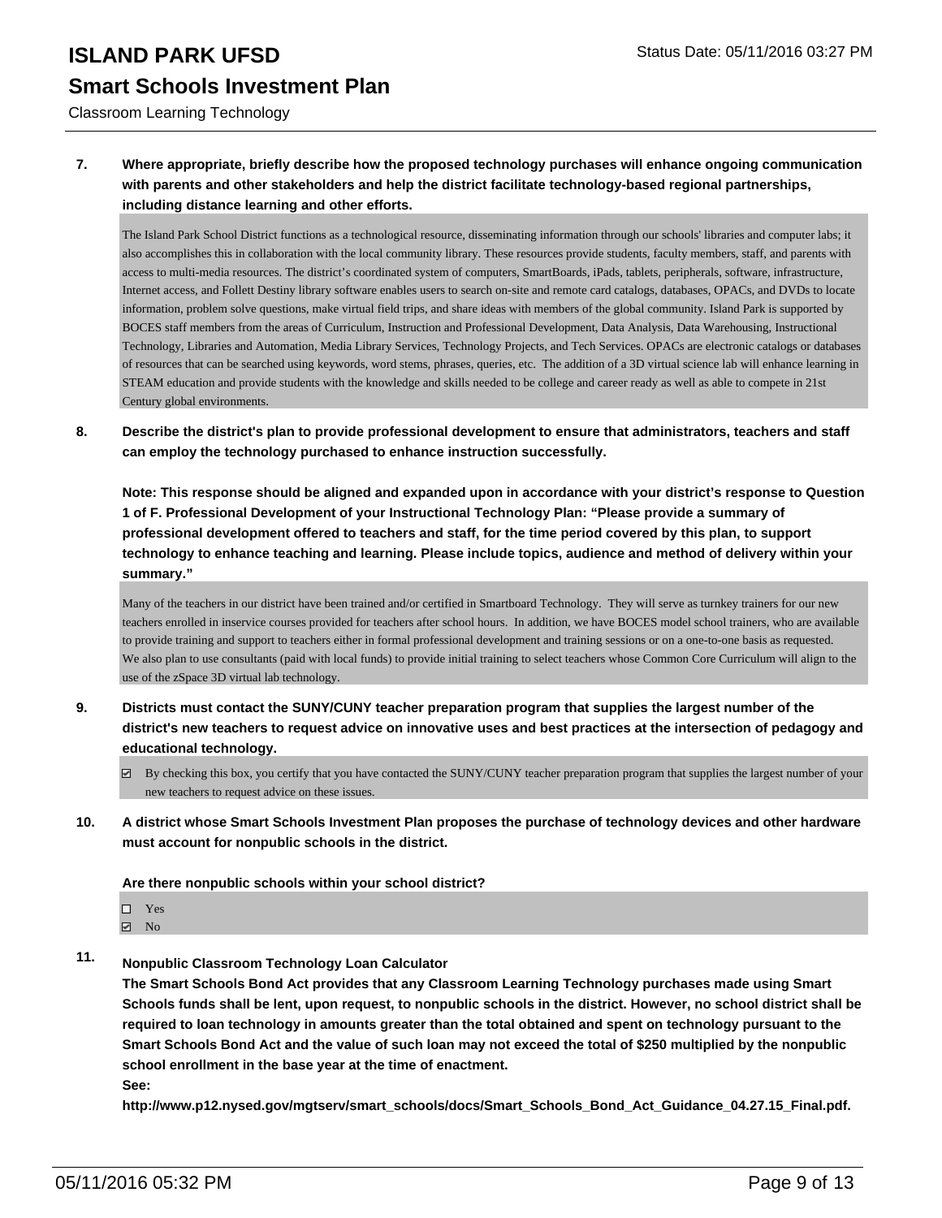**7. Where appropriate, briefly describe how the proposed technology purchases will enhance ongoing communication with parents and other stakeholders and help the district facilitate technology-based regional partnerships, including distance learning and other efforts.**

The Island Park School District functions as a technological resource, disseminating information through our schools' libraries and computer labs; it also accomplishes this in collaboration with the local community library. These resources provide students, faculty members, staff, and parents with access to multi-media resources. The district's coordinated system of computers, SmartBoards, iPads, tablets, peripherals, software, infrastructure, Internet access, and Follett Destiny library software enables users to search on-site and remote card catalogs, databases, OPACs, and DVDs to locate information, problem solve questions, make virtual field trips, and share ideas with members of the global community. Island Park is supported by BOCES staff members from the areas of Curriculum, Instruction and Professional Development, Data Analysis, Data Warehousing, Instructional Technology, Libraries and Automation, Media Library Services, Technology Projects, and Tech Services. OPACs are electronic catalogs or databases of resources that can be searched using keywords, word stems, phrases, queries, etc. The addition of a 3D virtual science lab will enhance learning in STEAM education and provide students with the knowledge and skills needed to be college and career ready as well as able to compete in 21st Century global environments.

**8. Describe the district's plan to provide professional development to ensure that administrators, teachers and staff can employ the technology purchased to enhance instruction successfully.**

**Note: This response should be aligned and expanded upon in accordance with your district's response to Question 1 of F. Professional Development of your Instructional Technology Plan: "Please provide a summary of professional development offered to teachers and staff, for the time period covered by this plan, to support technology to enhance teaching and learning. Please include topics, audience and method of delivery within your summary."**

Many of the teachers in our district have been trained and/or certified in Smartboard Technology. They will serve as turnkey trainers for our new teachers enrolled in inservice courses provided for teachers after school hours. In addition, we have BOCES model school trainers, who are available to provide training and support to teachers either in formal professional development and training sessions or on a one-to-one basis as requested. We also plan to use consultants (paid with local funds) to provide initial training to select teachers whose Common Core Curriculum will align to the use of the zSpace 3D virtual lab technology.

**9. Districts must contact the SUNY/CUNY teacher preparation program that supplies the largest number of the district's new teachers to request advice on innovative uses and best practices at the intersection of pedagogy and educational technology.**

☑ By checking this box, you certify that you have contacted the SUNY/CUNY teacher preparation program that supplies the largest number of your new teachers to request advice on these issues.

**10. A district whose Smart Schools Investment Plan proposes the purchase of technology devices and other hardware must account for nonpublic schools in the district.**

**Are there nonpublic schools within your school district?**

☐ Yes
☑ No

**11. Nonpublic Classroom Technology Loan Calculator**

**The Smart Schools Bond Act provides that any Classroom Learning Technology purchases made using Smart Schools funds shall be lent, upon request, to nonpublic schools in the district. However, no school district shall be required to loan technology in amounts greater than the total obtained and spent on technology pursuant to the Smart Schools Bond Act and the value of such loan may not exceed the total of $250 multiplied by the nonpublic school enrollment in the base year at the time of enactment.**

**See:**

**http://www.p12.nysed.gov/mgtserv/smart_schools/docs/Smart_Schools_Bond_Act_Guidance_04.27.15_Final.pdf.**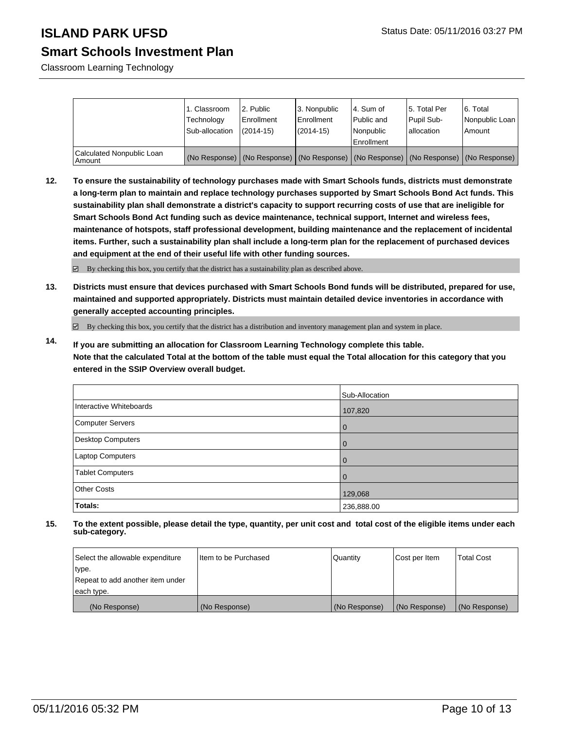# ISLAND PARK UFSD

## Smart Schools Investment Plan

Classroom Learning Technology

| | 1. Classroom Technology Sub-allocation | 2. Public Enrollment (2014-15) | 3. Nonpublic Enrollment (2014-15) | 4. Sum of Public and Nonpublic Enrollment | 5. Total Per Pupil Sub-allocation | 6. Total Nonpublic Loan Amount |
|---|---|---|---|---|---|---|
| Calculated Nonpublic Loan Amount | (No Response) | (No Response) | (No Response) | (No Response) | (No Response) | (No Response) |

**12. To ensure the sustainability of technology purchases made with Smart Schools funds, districts must demonstrate a long-term plan to maintain and replace technology purchases supported by Smart Schools Bond Act funds. This sustainability plan shall demonstrate a district's capacity to support recurring costs of use that are ineligible for Smart Schools Bond Act funding such as device maintenance, technical support, Internet and wireless fees, maintenance of hotspots, staff professional development, building maintenance and the replacement of incidental items. Further, such a sustainability plan shall include a long-term plan for the replacement of purchased devices and equipment at the end of their useful life with other funding sources.**

☑ By checking this box, you certify that the district has a sustainability plan as described above.

**13. Districts must ensure that devices purchased with Smart Schools Bond funds will be distributed, prepared for use, maintained and supported appropriately. Districts must maintain detailed device inventories in accordance with generally accepted accounting principles.**

☑ By checking this box, you certify that the district has a distribution and inventory management plan and system in place.

**14. If you are submitting an allocation for Classroom Learning Technology complete this table. Note that the calculated Total at the bottom of the table must equal the Total allocation for this category that you entered in the SSIP Overview overall budget.**

| | Sub-Allocation |
|---|---|
| Interactive Whiteboards | 107,820 |
| Computer Servers | 0 |
| Desktop Computers | 0 |
| Laptop Computers | 0 |
| Tablet Computers | 0 |
| Other Costs | 129,068 |
| **Totals:** | 236,888.00 |

**15. To the extent possible, please detail the type, quantity, per unit cost and total cost of the eligible items under each sub-category.**

| Select the allowable expenditure type. Repeat to add another item under each type. | Item to be Purchased | Quantity | Cost per Item | Total Cost |
|---|---|---|---|---|
| (No Response) | (No Response) | (No Response) | (No Response) | (No Response) |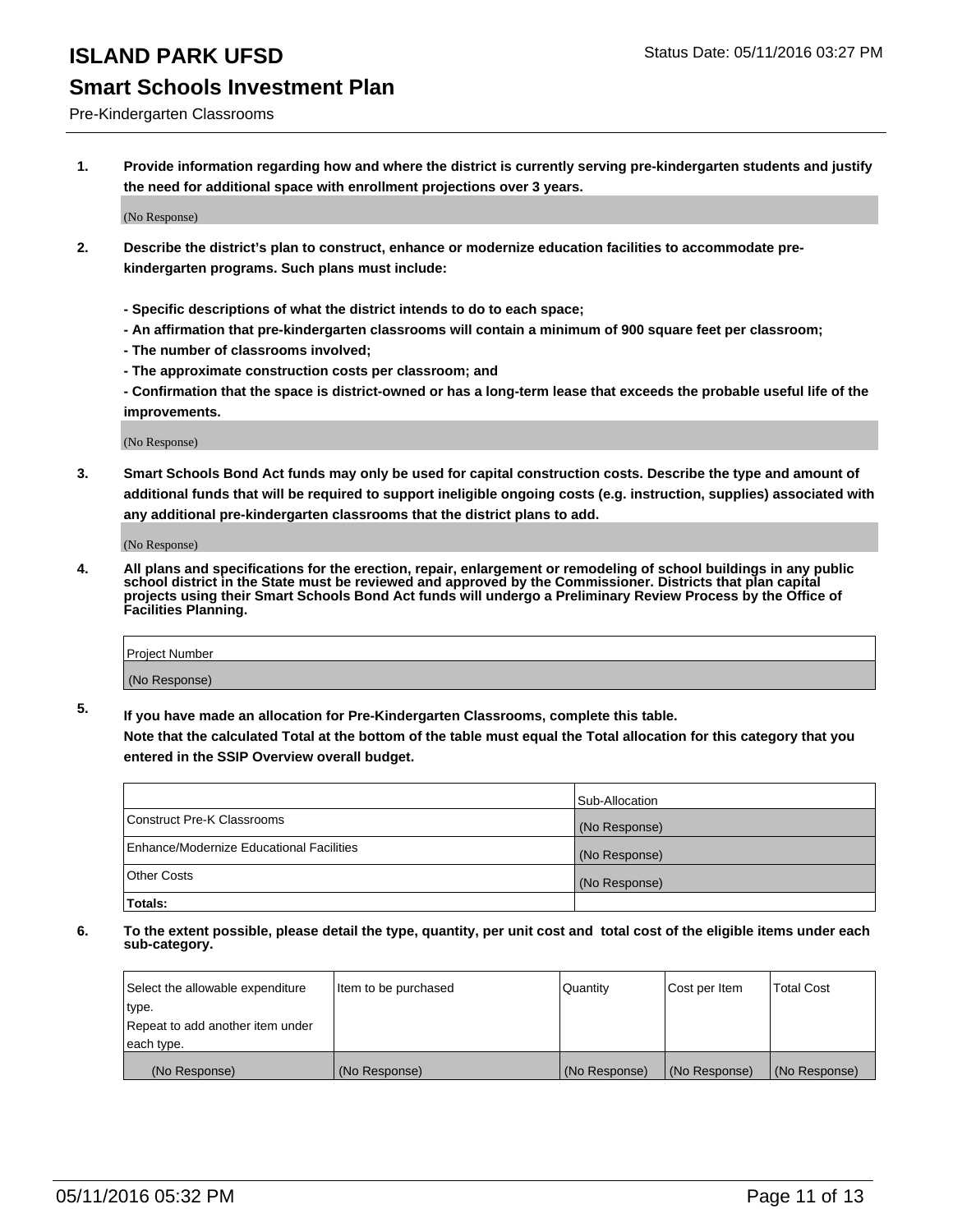# ISLAND PARK UFSD

Status Date: 05/11/2016 03:27 PM

## Smart Schools Investment Plan

Pre-Kindergarten Classrooms

**1. Provide information regarding how and where the district is currently serving pre-kindergarten students and justify the need for additional space with enrollment projections over 3 years.**

(No Response)

**2. Describe the district's plan to construct, enhance or modernize education facilities to accommodate pre-kindergarten programs. Such plans must include:**

**- Specific descriptions of what the district intends to do to each space;**
**- An affirmation that pre-kindergarten classrooms will contain a minimum of 900 square feet per classroom;**
**- The number of classrooms involved;**
**- The approximate construction costs per classroom; and**
**- Confirmation that the space is district-owned or has a long-term lease that exceeds the probable useful life of the improvements.**

(No Response)

**3. Smart Schools Bond Act funds may only be used for capital construction costs. Describe the type and amount of additional funds that will be required to support ineligible ongoing costs (e.g. instruction, supplies) associated with any additional pre-kindergarten classrooms that the district plans to add.**

(No Response)

**4. All plans and specifications for the erection, repair, enlargement or remodeling of school buildings in any public school district in the State must be reviewed and approved by the Commissioner. Districts that plan capital projects using their Smart Schools Bond Act funds will undergo a Preliminary Review Process by the Office of Facilities Planning.**

| Project Number |
|---|
| (No Response) |

**5. If you have made an allocation for Pre-Kindergarten Classrooms, complete this table.**
**Note that the calculated Total at the bottom of the table must equal the Total allocation for this category that you entered in the SSIP Overview overall budget.**

| | Sub-Allocation |
|---|---|
| Construct Pre-K Classrooms | (No Response) |
| Enhance/Modernize Educational Facilities | (No Response) |
| Other Costs | (No Response) |
| **Totals:** | |

**6. To the extent possible, please detail the type, quantity, per unit cost and total cost of the eligible items under each sub-category.**

| Select the allowable expenditure type. Repeat to add another item under each type. | Item to be purchased | Quantity | Cost per Item | Total Cost |
|---|---|---|---|---|
| (No Response) | (No Response) | (No Response) | (No Response) | (No Response) |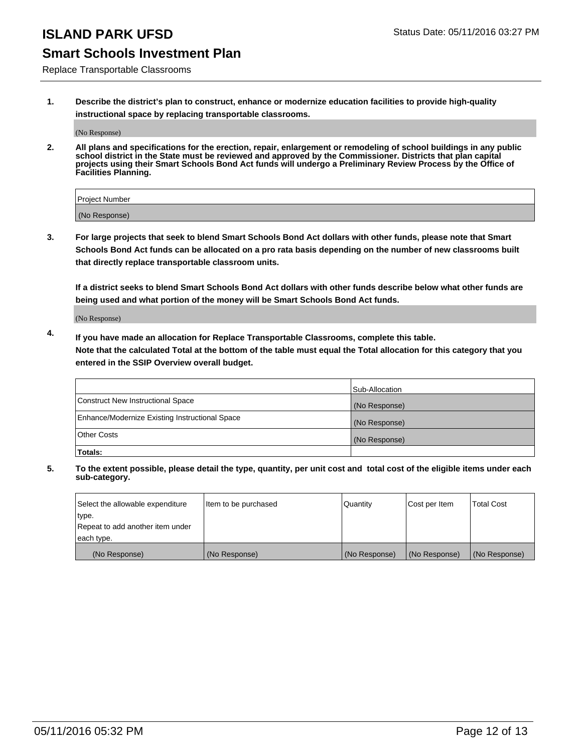# ISLAND PARK UFSD

Status Date: 05/11/2016 03:27 PM

## Smart Schools Investment Plan

Replace Transportable Classrooms

1. **Describe the district's plan to construct, enhance or modernize education facilities to provide high-quality instructional space by replacing transportable classrooms.**

   (No Response)

2. **All plans and specifications for the erection, repair, enlargement or remodeling of school buildings in any public school district in the State must be reviewed and approved by the Commissioner. Districts that plan capital projects using their Smart Schools Bond Act funds will undergo a Preliminary Review Process by the Office of Facilities Planning.**

| Project Number |
|---|
| (No Response) |

3. **For large projects that seek to blend Smart Schools Bond Act dollars with other funds, please note that Smart Schools Bond Act funds can be allocated on a pro rata basis depending on the number of new classrooms built that directly replace transportable classroom units.**

   **If a district seeks to blend Smart Schools Bond Act dollars with other funds describe below what other funds are being used and what portion of the money will be Smart Schools Bond Act funds.**

   (No Response)

4. **If you have made an allocation for Replace Transportable Classrooms, complete this table. Note that the calculated Total at the bottom of the table must equal the Total allocation for this category that you entered in the SSIP Overview overall budget.**

| | Sub-Allocation |
|---|---|
| Construct New Instructional Space | (No Response) |
| Enhance/Modernize Existing Instructional Space | (No Response) |
| Other Costs | (No Response) |
| **Totals:** | |

5. **To the extent possible, please detail the type, quantity, per unit cost and total cost of the eligible items under each sub-category.**

| Select the allowable expenditure type. Repeat to add another item under each type. | Item to be purchased | Quantity | Cost per Item | Total Cost |
|---|---|---|---|---|
| (No Response) | (No Response) | (No Response) | (No Response) | (No Response) |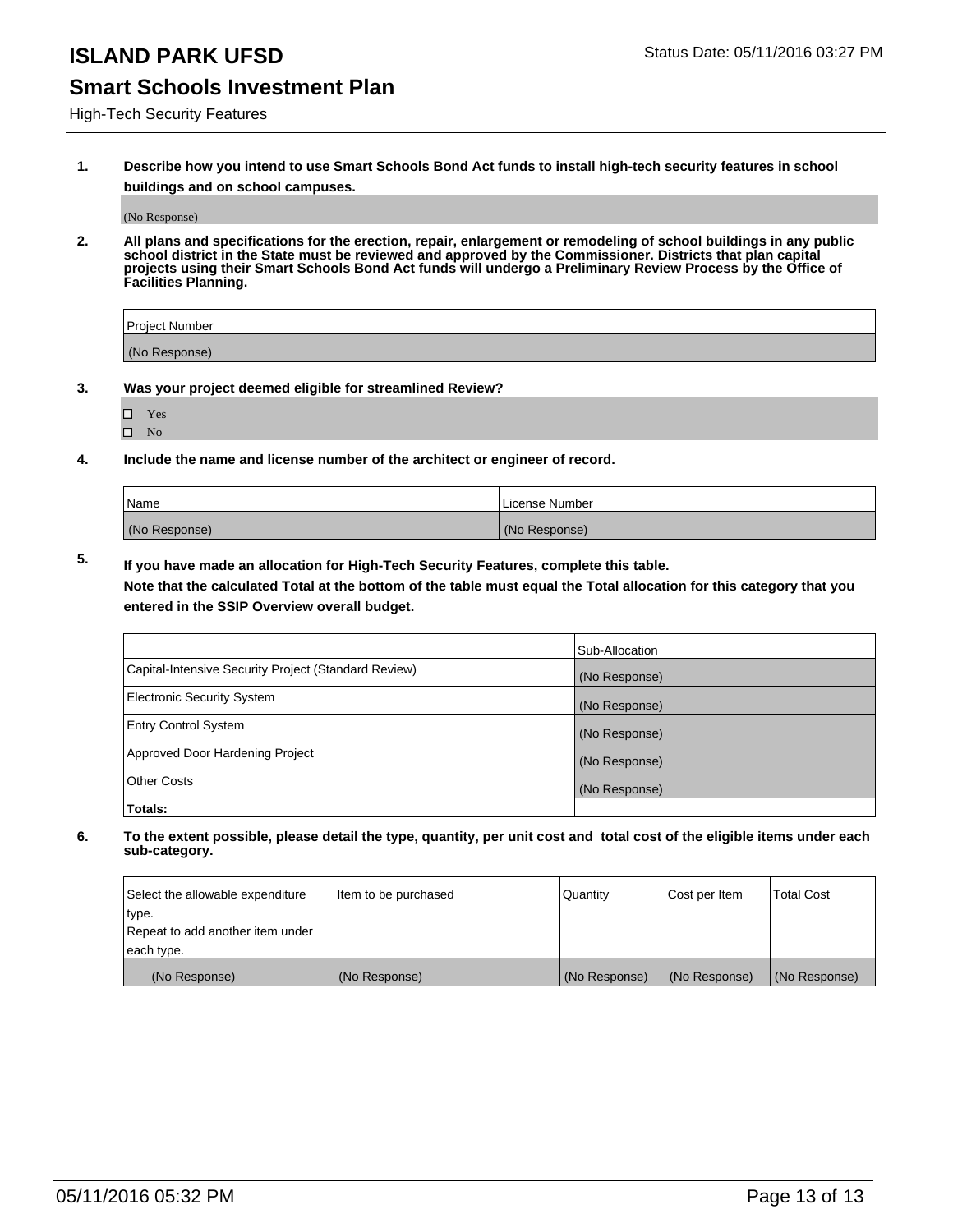# ISLAND PARK UFSD

Status Date: 05/11/2016 03:27 PM

## Smart Schools Investment Plan

High-Tech Security Features

**1. Describe how you intend to use Smart Schools Bond Act funds to install high-tech security features in school buildings and on school campuses.**

(No Response)

**2. All plans and specifications for the erection, repair, enlargement or remodeling of school buildings in any public school district in the State must be reviewed and approved by the Commissioner. Districts that plan capital projects using their Smart Schools Bond Act funds will undergo a Preliminary Review Process by the Office of Facilities Planning.**

| Project Number |
|---|
| (No Response) |

**3. Was your project deemed eligible for streamlined Review?**

- ☐ Yes
- ☐ No

**4. Include the name and license number of the architect or engineer of record.**

| Name | License Number |
|---|---|
| (No Response) | (No Response) |

**5. If you have made an allocation for High-Tech Security Features, complete this table.**
**Note that the calculated Total at the bottom of the table must equal the Total allocation for this category that you entered in the SSIP Overview overall budget.**

| | Sub-Allocation |
|---|---|
| Capital-Intensive Security Project (Standard Review) | (No Response) |
| Electronic Security System | (No Response) |
| Entry Control System | (No Response) |
| Approved Door Hardening Project | (No Response) |
| Other Costs | (No Response) |
| **Totals:** | |

**6. To the extent possible, please detail the type, quantity, per unit cost and total cost of the eligible items under each sub-category.**

| Select the allowable expenditure type. Repeat to add another item under each type. | Item to be purchased | Quantity | Cost per Item | Total Cost |
|---|---|---|---|---|
| (No Response) | (No Response) | (No Response) | (No Response) | (No Response) |